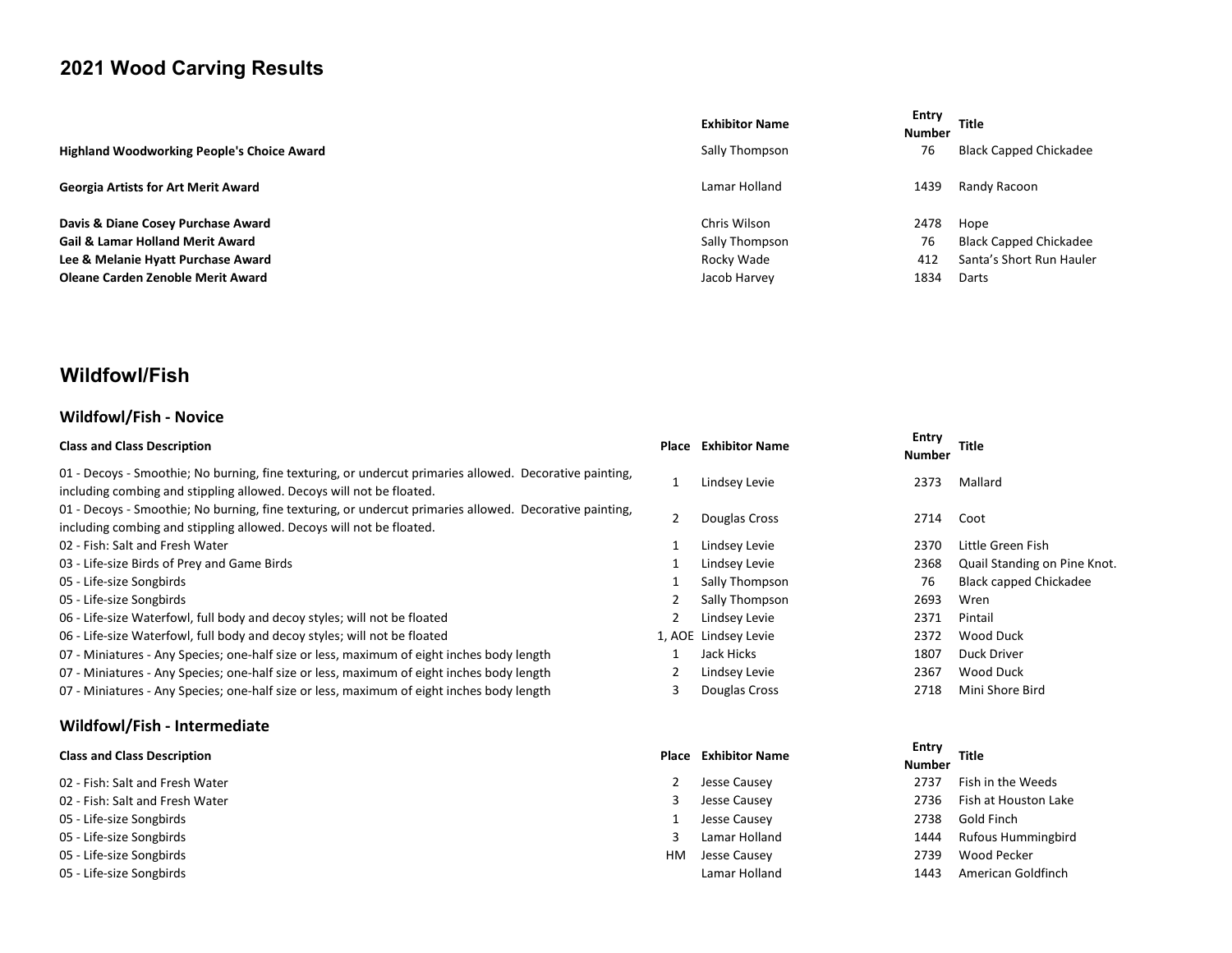# 2021 Wood Carving Results

| | Exhibitor Name | Entry Number | Title |
|---|---|---|---|
| **Highland Woodworking People's Choice Award** | Sally Thompson | 76 | Black Capped Chickadee |
| **Georgia Artists for Art Merit Award** | Lamar Holland | 1439 | Randy Racoon |
| **Davis & Diane Cosey Purchase Award** | Chris Wilson | 2478 | Hope |
| **Gail & Lamar Holland Merit Award** | Sally Thompson | 76 | Black Capped Chickadee |
| **Lee & Melanie Hyatt Purchase Award** | Rocky Wade | 412 | Santa's Short Run Hauler |
| **Oleane Carden Zenoble Merit Award** | Jacob Harvey | 1834 | Darts |

# Wildfowl/Fish

## Wildfowl/Fish - Novice

| Class and Class Description | Place | Exhibitor Name | Entry Number | Title |
|---|---|---|---|---|
| 01 - Decoys - Smoothie; No burning, fine texturing, or undercut primaries allowed. Decorative painting, including combing and stippling allowed. Decoys will not be floated. | 1 | Lindsey Levie | 2373 | Mallard |
| 01 - Decoys - Smoothie; No burning, fine texturing, or undercut primaries allowed. Decorative painting, including combing and stippling allowed. Decoys will not be floated. | 2 | Douglas Cross | 2714 | Coot |
| 02 - Fish: Salt and Fresh Water | 1 | Lindsey Levie | 2370 | Little Green Fish |
| 03 - Life-size Birds of Prey and Game Birds | 1 | Lindsey Levie | 2368 | Quail Standing on Pine Knot. |
| 05 - Life-size Songbirds | 1 | Sally Thompson | 76 | Black capped Chickadee |
| 05 - Life-size Songbirds | 2 | Sally Thompson | 2693 | Wren |
| 06 - Life-size Waterfowl, full body and decoy styles; will not be floated | 2 | Lindsey Levie | 2371 | Pintail |
| 06 - Life-size Waterfowl, full body and decoy styles; will not be floated | 1, AOE | Lindsey Levie | 2372 | Wood Duck |
| 07 - Miniatures - Any Species; one-half size or less, maximum of eight inches body length | 1 | Jack Hicks | 1807 | Duck Driver |
| 07 - Miniatures - Any Species; one-half size or less, maximum of eight inches body length | 2 | Lindsey Levie | 2367 | Wood Duck |
| 07 - Miniatures - Any Species; one-half size or less, maximum of eight inches body length | 3 | Douglas Cross | 2718 | Mini Shore Bird |

## Wildfowl/Fish - Intermediate

| Class and Class Description | Place | Exhibitor Name | Entry Number | Title |
|---|---|---|---|---|
| 02 - Fish: Salt and Fresh Water | 2 | Jesse Causey | 2737 | Fish in the Weeds |
| 02 - Fish: Salt and Fresh Water | 3 | Jesse Causey | 2736 | Fish at Houston Lake |
| 05 - Life-size Songbirds | 1 | Jesse Causey | 2738 | Gold Finch |
| 05 - Life-size Songbirds | 3 | Lamar Holland | 1444 | Rufous Hummingbird |
| 05 - Life-size Songbirds | HM | Jesse Causey | 2739 | Wood Pecker |
| 05 - Life-size Songbirds | | Lamar Holland | 1443 | American Goldfinch |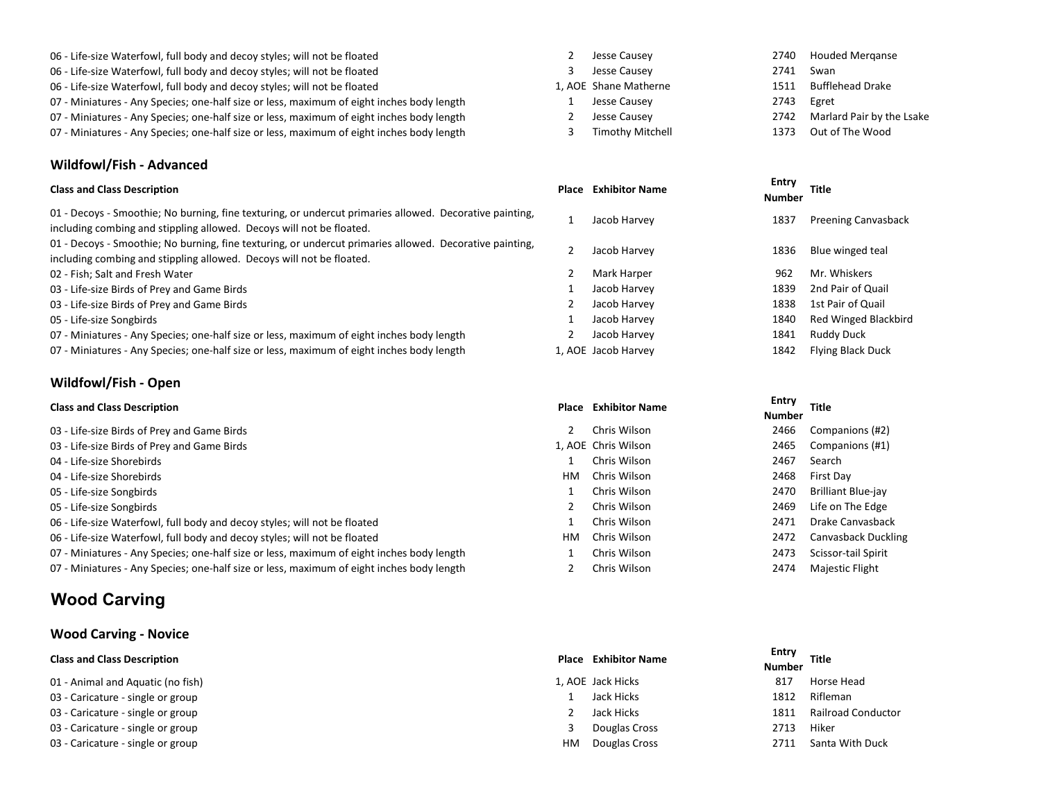| Class and Class Description | Place | Exhibitor Name | Entry Number | Title |
|---|---|---|---|---|
| 06 - Life-size Waterfowl, full body and decoy styles; will not be floated | 2 | Jesse Causey | 2740 | Houded Merqanse |
| 06 - Life-size Waterfowl, full body and decoy styles; will not be floated | 3 | Jesse Causey | 2741 | Swan |
| 06 - Life-size Waterfowl, full body and decoy styles; will not be floated | 1, AOE | Shane Matherne | 1511 | Bufflehead Drake |
| 07 - Miniatures - Any Species; one-half size or less, maximum of eight inches body length | 1 | Jesse Causey | 2743 | Egret |
| 07 - Miniatures - Any Species; one-half size or less, maximum of eight inches body length | 2 | Jesse Causey | 2742 | Marlard Pair by the Lsake |
| 07 - Miniatures - Any Species; one-half size or less, maximum of eight inches body length | 3 | Timothy Mitchell | 1373 | Out of The Wood |

### Wildfowl/Fish - Advanced

| Class and Class Description | Place | Exhibitor Name | Entry Number | Title |
|---|---|---|---|---|
| 01 - Decoys - Smoothie; No burning, fine texturing, or undercut primaries allowed. Decorative painting, including combing and stippling allowed. Decoys will not be floated. | 1 | Jacob Harvey | 1837 | Preening Canvasback |
| 01 - Decoys - Smoothie; No burning, fine texturing, or undercut primaries allowed. Decorative painting, including combing and stippling allowed. Decoys will not be floated. | 2 | Jacob Harvey | 1836 | Blue winged teal |
| 02 - Fish; Salt and Fresh Water | 2 | Mark Harper | 962 | Mr. Whiskers |
| 03 - Life-size Birds of Prey and Game Birds | 1 | Jacob Harvey | 1839 | 2nd Pair of Quail |
| 03 - Life-size Birds of Prey and Game Birds | 2 | Jacob Harvey | 1838 | 1st Pair of Quail |
| 05 - Life-size Songbirds | 1 | Jacob Harvey | 1840 | Red Winged Blackbird |
| 07 - Miniatures - Any Species; one-half size or less, maximum of eight inches body length | 2 | Jacob Harvey | 1841 | Ruddy Duck |
| 07 - Miniatures - Any Species; one-half size or less, maximum of eight inches body length | 1, AOE | Jacob Harvey | 1842 | Flying Black Duck |

### Wildfowl/Fish - Open

| Class and Class Description | Place | Exhibitor Name | Entry Number | Title |
|---|---|---|---|---|
| 03 - Life-size Birds of Prey and Game Birds | 2 | Chris Wilson | 2466 | Companions (#2) |
| 03 - Life-size Birds of Prey and Game Birds | 1, AOE | Chris Wilson | 2465 | Companions (#1) |
| 04 - Life-size Shorebirds | 1 | Chris Wilson | 2467 | Search |
| 04 - Life-size Shorebirds | HM | Chris Wilson | 2468 | First Day |
| 05 - Life-size Songbirds | 1 | Chris Wilson | 2470 | Brilliant Blue-jay |
| 05 - Life-size Songbirds | 2 | Chris Wilson | 2469 | Life on The Edge |
| 06 - Life-size Waterfowl, full body and decoy styles; will not be floated | 1 | Chris Wilson | 2471 | Drake Canvasback |
| 06 - Life-size Waterfowl, full body and decoy styles; will not be floated | HM | Chris Wilson | 2472 | Canvasback Duckling |
| 07 - Miniatures - Any Species; one-half size or less, maximum of eight inches body length | 1 | Chris Wilson | 2473 | Scissor-tail Spirit |
| 07 - Miniatures - Any Species; one-half size or less, maximum of eight inches body length | 2 | Chris Wilson | 2474 | Majestic Flight |

## Wood Carving

### Wood Carving - Novice

| Class and Class Description | Place | Exhibitor Name | Entry Number | Title |
|---|---|---|---|---|
| 01 - Animal and Aquatic (no fish) | 1, AOE | Jack Hicks | 817 | Horse Head |
| 03 - Caricature - single or group | 1 | Jack Hicks | 1812 | Rifleman |
| 03 - Caricature - single or group | 2 | Jack Hicks | 1811 | Railroad Conductor |
| 03 - Caricature - single or group | 3 | Douglas Cross | 2713 | Hiker |
| 03 - Caricature - single or group | HM | Douglas Cross | 2711 | Santa With Duck |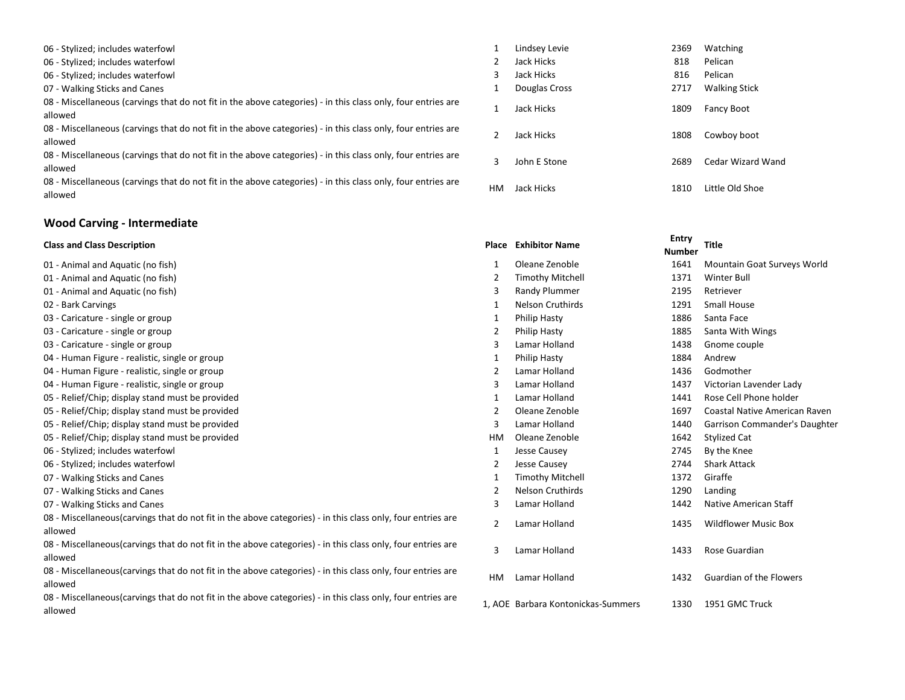| Class and Class Description | Place | Exhibitor Name | Entry Number | Title |
|---|---|---|---|---|
| 06 - Stylized; includes waterfowl | 1 | Lindsey Levie | 2369 | Watching |
| 06 - Stylized; includes waterfowl | 2 | Jack Hicks | 818 | Pelican |
| 06 - Stylized; includes waterfowl | 3 | Jack Hicks | 816 | Pelican |
| 07 - Walking Sticks and Canes | 1 | Douglas Cross | 2717 | Walking Stick |
| 08 - Miscellaneous (carvings that do not fit in the above categories) - in this class only, four entries are allowed | 1 | Jack Hicks | 1809 | Fancy Boot |
| 08 - Miscellaneous (carvings that do not fit in the above categories) - in this class only, four entries are allowed | 2 | Jack Hicks | 1808 | Cowboy boot |
| 08 - Miscellaneous (carvings that do not fit in the above categories) - in this class only, four entries are allowed | 3 | John E Stone | 2689 | Cedar Wizard Wand |
| 08 - Miscellaneous (carvings that do not fit in the above categories) - in this class only, four entries are allowed | HM | Jack Hicks | 1810 | Little Old Shoe |

## Wood Carving - Intermediate

| Class and Class Description | Place | Exhibitor Name | Entry Number | Title |
|---|---|---|---|---|
| 01 - Animal and Aquatic (no fish) | 1 | Oleane Zenoble | 1641 | Mountain Goat Surveys World |
| 01 - Animal and Aquatic (no fish) | 2 | Timothy Mitchell | 1371 | Winter Bull |
| 01 - Animal and Aquatic (no fish) | 3 | Randy Plummer | 2195 | Retriever |
| 02 - Bark Carvings | 1 | Nelson Cruthirds | 1291 | Small House |
| 03 - Caricature - single or group | 1 | Philip Hasty | 1886 | Santa Face |
| 03 - Caricature - single or group | 2 | Philip Hasty | 1885 | Santa With Wings |
| 03 - Caricature - single or group | 3 | Lamar Holland | 1438 | Gnome couple |
| 04 - Human Figure - realistic, single or group | 1 | Philip Hasty | 1884 | Andrew |
| 04 - Human Figure - realistic, single or group | 2 | Lamar Holland | 1436 | Godmother |
| 04 - Human Figure - realistic, single or group | 3 | Lamar Holland | 1437 | Victorian Lavender Lady |
| 05 - Relief/Chip; display stand must be provided | 1 | Lamar Holland | 1441 | Rose Cell Phone holder |
| 05 - Relief/Chip; display stand must be provided | 2 | Oleane Zenoble | 1697 | Coastal Native American Raven |
| 05 - Relief/Chip; display stand must be provided | 3 | Lamar Holland | 1440 | Garrison Commander's Daughter |
| 05 - Relief/Chip; display stand must be provided | HM | Oleane Zenoble | 1642 | Stylized Cat |
| 06 - Stylized; includes waterfowl | 1 | Jesse Causey | 2745 | By the Knee |
| 06 - Stylized; includes waterfowl | 2 | Jesse Causey | 2744 | Shark Attack |
| 07 - Walking Sticks and Canes | 1 | Timothy Mitchell | 1372 | Giraffe |
| 07 - Walking Sticks and Canes | 2 | Nelson Cruthirds | 1290 | Landing |
| 07 - Walking Sticks and Canes | 3 | Lamar Holland | 1442 | Native American Staff |
| 08 - Miscellaneous(carvings that do not fit in the above categories) - in this class only, four entries are allowed | 2 | Lamar Holland | 1435 | Wildflower Music Box |
| 08 - Miscellaneous(carvings that do not fit in the above categories) - in this class only, four entries are allowed | 3 | Lamar Holland | 1433 | Rose Guardian |
| 08 - Miscellaneous(carvings that do not fit in the above categories) - in this class only, four entries are allowed | HM | Lamar Holland | 1432 | Guardian of the Flowers |
| 08 - Miscellaneous(carvings that do not fit in the above categories) - in this class only, four entries are allowed | 1, AOE | Barbara Kontonickas-Summers | 1330 | 1951 GMC Truck |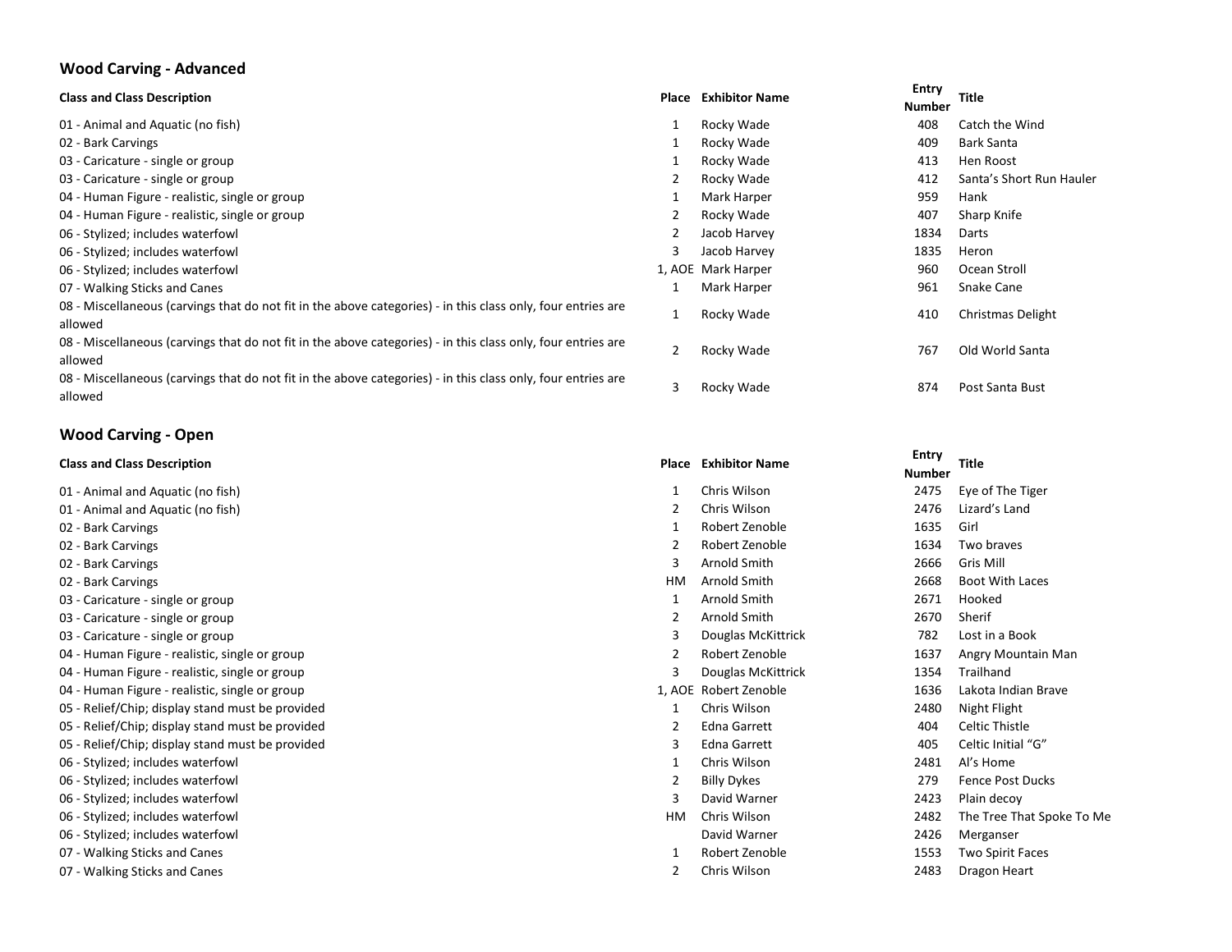## Wood Carving - Advanced

| Class and Class Description | Place | Exhibitor Name | Entry Number | Title |
|---|---|---|---|---|
| 01 - Animal and Aquatic (no fish) | 1 | Rocky Wade | 408 | Catch the Wind |
| 02 - Bark Carvings | 1 | Rocky Wade | 409 | Bark Santa |
| 03 - Caricature - single or group | 1 | Rocky Wade | 413 | Hen Roost |
| 03 - Caricature - single or group | 2 | Rocky Wade | 412 | Santa's Short Run Hauler |
| 04 - Human Figure - realistic, single or group | 1 | Mark Harper | 959 | Hank |
| 04 - Human Figure - realistic, single or group | 2 | Rocky Wade | 407 | Sharp Knife |
| 06 - Stylized; includes waterfowl | 2 | Jacob Harvey | 1834 | Darts |
| 06 - Stylized; includes waterfowl | 3 | Jacob Harvey | 1835 | Heron |
| 06 - Stylized; includes waterfowl | 1, AOE | Mark Harper | 960 | Ocean Stroll |
| 07 - Walking Sticks and Canes | 1 | Mark Harper | 961 | Snake Cane |
| 08 - Miscellaneous (carvings that do not fit in the above categories) - in this class only, four entries are allowed | 1 | Rocky Wade | 410 | Christmas Delight |
| 08 - Miscellaneous (carvings that do not fit in the above categories) - in this class only, four entries are allowed | 2 | Rocky Wade | 767 | Old World Santa |
| 08 - Miscellaneous (carvings that do not fit in the above categories) - in this class only, four entries are allowed | 3 | Rocky Wade | 874 | Post Santa Bust |

## Wood Carving - Open

| Class and Class Description | Place | Exhibitor Name | Entry Number | Title |
|---|---|---|---|---|
| 01 - Animal and Aquatic (no fish) | 1 | Chris Wilson | 2475 | Eye of The Tiger |
| 01 - Animal and Aquatic (no fish) | 2 | Chris Wilson | 2476 | Lizard's Land |
| 02 - Bark Carvings | 1 | Robert Zenoble | 1635 | Girl |
| 02 - Bark Carvings | 2 | Robert Zenoble | 1634 | Two braves |
| 02 - Bark Carvings | 3 | Arnold Smith | 2666 | Gris Mill |
| 02 - Bark Carvings | HM | Arnold Smith | 2668 | Boot With Laces |
| 03 - Caricature - single or group | 1 | Arnold Smith | 2671 | Hooked |
| 03 - Caricature - single or group | 2 | Arnold Smith | 2670 | Sherif |
| 03 - Caricature - single or group | 3 | Douglas McKittrick | 782 | Lost in a Book |
| 04 - Human Figure - realistic, single or group | 2 | Robert Zenoble | 1637 | Angry Mountain Man |
| 04 - Human Figure - realistic, single or group | 3 | Douglas McKittrick | 1354 | Trailhand |
| 04 - Human Figure - realistic, single or group | 1, AOE | Robert Zenoble | 1636 | Lakota Indian Brave |
| 05 - Relief/Chip; display stand must be provided | 1 | Chris Wilson | 2480 | Night Flight |
| 05 - Relief/Chip; display stand must be provided | 2 | Edna Garrett | 404 | Celtic Thistle |
| 05 - Relief/Chip; display stand must be provided | 3 | Edna Garrett | 405 | Celtic Initial "G" |
| 06 - Stylized; includes waterfowl | 1 | Chris Wilson | 2481 | Al's Home |
| 06 - Stylized; includes waterfowl | 2 | Billy Dykes | 279 | Fence Post Ducks |
| 06 - Stylized; includes waterfowl | 3 | David Warner | 2423 | Plain decoy |
| 06 - Stylized; includes waterfowl | HM | Chris Wilson | 2482 | The Tree That Spoke To Me |
| 06 - Stylized; includes waterfowl | | David Warner | 2426 | Merganser |
| 07 - Walking Sticks and Canes | 1 | Robert Zenoble | 1553 | Two Spirit Faces |
| 07 - Walking Sticks and Canes | 2 | Chris Wilson | 2483 | Dragon Heart |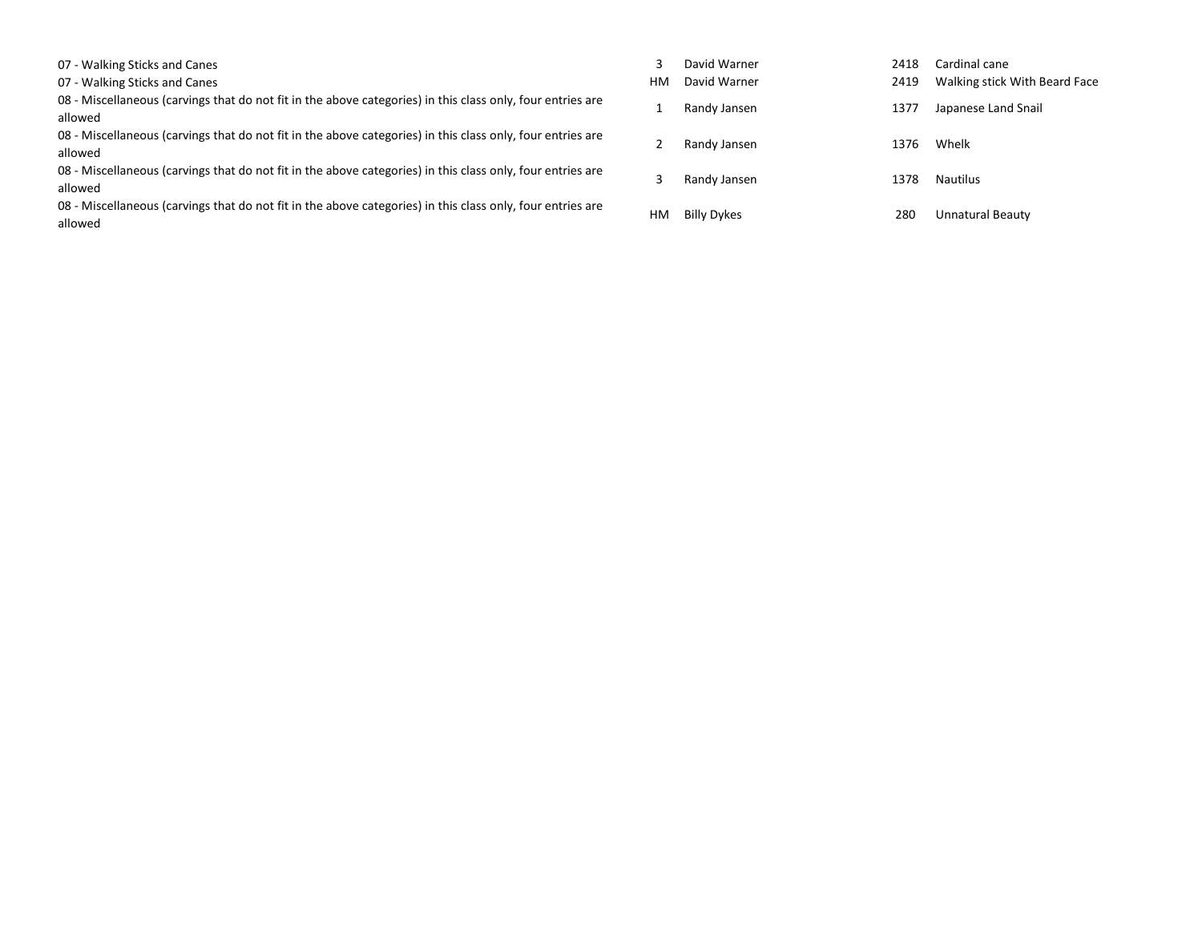| | | | | |
|---|---|---|---|---|
| 07 - Walking Sticks and Canes | 3 | David Warner | 2418 | Cardinal cane |
| 07 - Walking Sticks and Canes | HM | David Warner | 2419 | Walking stick With Beard Face |
| 08 - Miscellaneous (carvings that do not fit in the above categories) in this class only, four entries are allowed | 1 | Randy Jansen | 1377 | Japanese Land Snail |
| 08 - Miscellaneous (carvings that do not fit in the above categories) in this class only, four entries are allowed | 2 | Randy Jansen | 1376 | Whelk |
| 08 - Miscellaneous (carvings that do not fit in the above categories) in this class only, four entries are allowed | 3 | Randy Jansen | 1378 | Nautilus |
| 08 - Miscellaneous (carvings that do not fit in the above categories) in this class only, four entries are allowed | HM | Billy Dykes | 280 | Unnatural Beauty |